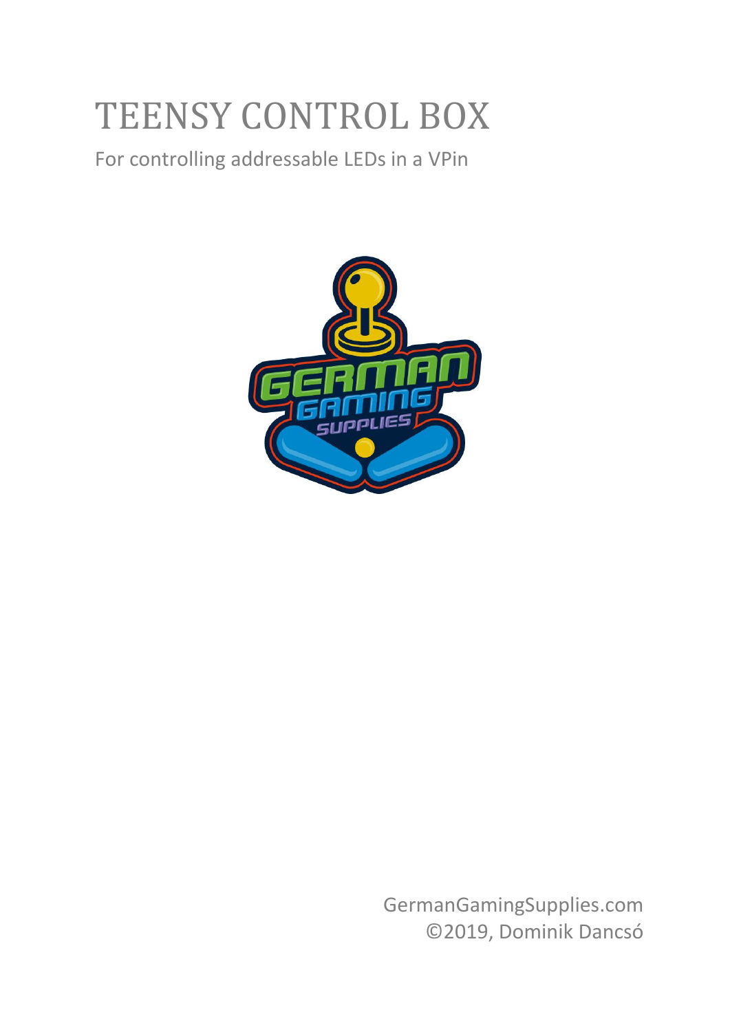# TEENSY CONTROL BOX

For controlling addressable LEDs in a VPin

GermanGamingSupplies.com
©2019, Dominik Dancsó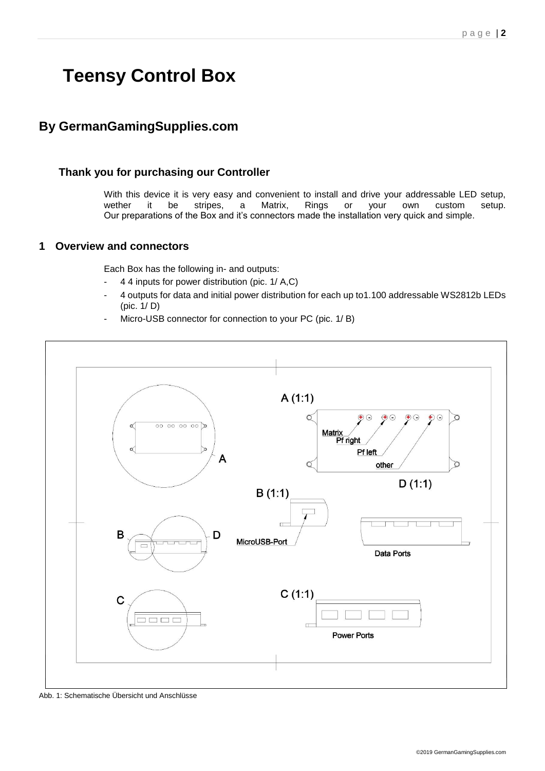# Teensy Control Box

## By GermanGamingSupplies.com

### Thank you for purchasing our Controller

With this device it is very easy and convenient to install and drive your addressable LED setup, wether it be stripes, a Matrix, Rings or your own custom setup. Our preparations of the Box and it's connectors made the installation very quick and simple.

## 1 Overview and connectors

Each Box has the following in- and outputs:

- 4 4 inputs for power distribution (pic. 1/ A,C)
- 4 outputs for data and initial power distribution for each up to1.100 addressable WS2812b LEDs (pic. 1/ D)
- Micro-USB connector for connection to your PC (pic. 1/ B)

Abb. 1: Schematische Übersicht und Anschlüsse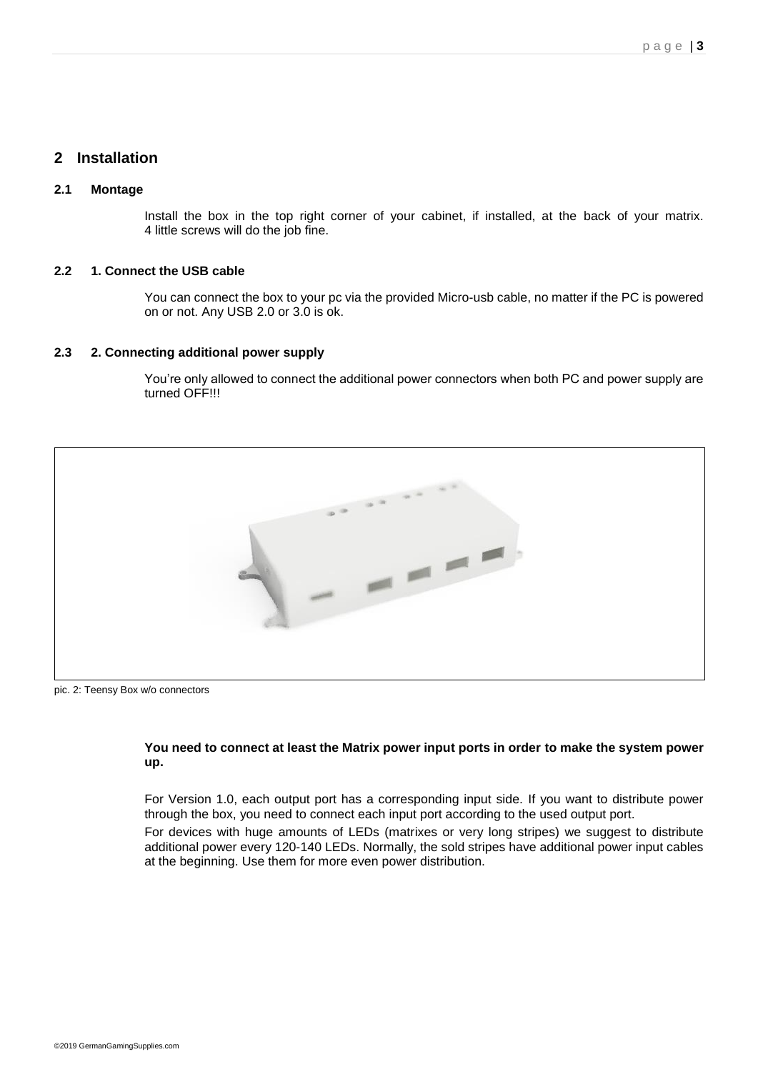## 2 Installation

### 2.1 Montage

Install the box in the top right corner of your cabinet, if installed, at the back of your matrix. 4 little screws will do the job fine.

### 2.2 1. Connect the USB cable

You can connect the box to your pc via the provided Micro-usb cable, no matter if the PC is powered on or not. Any USB 2.0 or 3.0 is ok.

### 2.3 2. Connecting additional power supply

You're only allowed to connect the additional power connectors when both PC and power supply are turned OFF!!!

pic. 2: Teensy Box w/o connectors

**You need to connect at least the Matrix power input ports in order to make the system power up.**

For Version 1.0, each output port has a corresponding input side. If you want to distribute power through the box, you need to connect each input port according to the used output port.

For devices with huge amounts of LEDs (matrixes or very long stripes) we suggest to distribute additional power every 120-140 LEDs. Normally, the sold stripes have additional power input cables at the beginning. Use them for more even power distribution.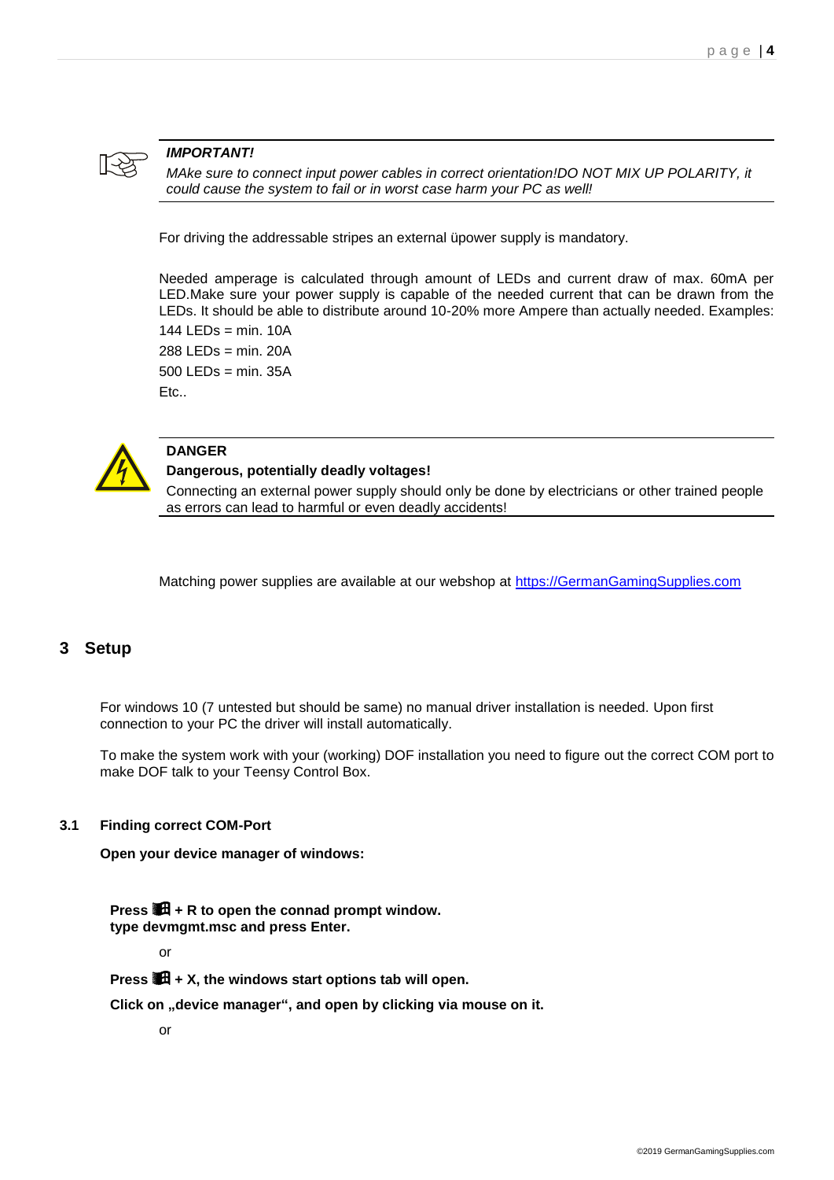***IMPORTANT!***

*MAke sure to connect input power cables in correct orientation!DO NOT MIX UP POLARITY, it could cause the system to fail or in worst case harm your PC as well!*

For driving the addressable stripes an external üpower supply is mandatory.

Needed amperage is calculated through amount of LEDs and current draw of max. 60mA per LED.Make sure your power supply is capable of the needed current that can be drawn from the LEDs. It should be able to distribute around 10-20% more Ampere than actually needed. Examples:

144 LEDs = min. 10A

288 LEDs = min. 20A

500 LEDs = min. 35A

Etc..

**DANGER**

**Dangerous, potentially deadly voltages!**

Connecting an external power supply should only be done by electricians or other trained people as errors can lead to harmful or even deadly accidents!

Matching power supplies are available at our webshop at [https://GermanGamingSupplies.com](https://GermanGamingSupplies.com)

# 3 Setup

For windows 10 (7 untested but should be same) no manual driver installation is needed. Upon first connection to your PC the driver will install automatically.

To make the system work with your (working) DOF installation you need to figure out the correct COM port to make DOF talk to your Teensy Control Box.

## 3.1 Finding correct COM-Port

**Open your device manager of windows:**

**Press ⊞ + R to open the connad prompt window.**
**type devmgmt.msc and press Enter.**

or

**Press ⊞ + X, the windows start options tab will open.**

**Click on „device manager“, and open by clicking via mouse on it.**

or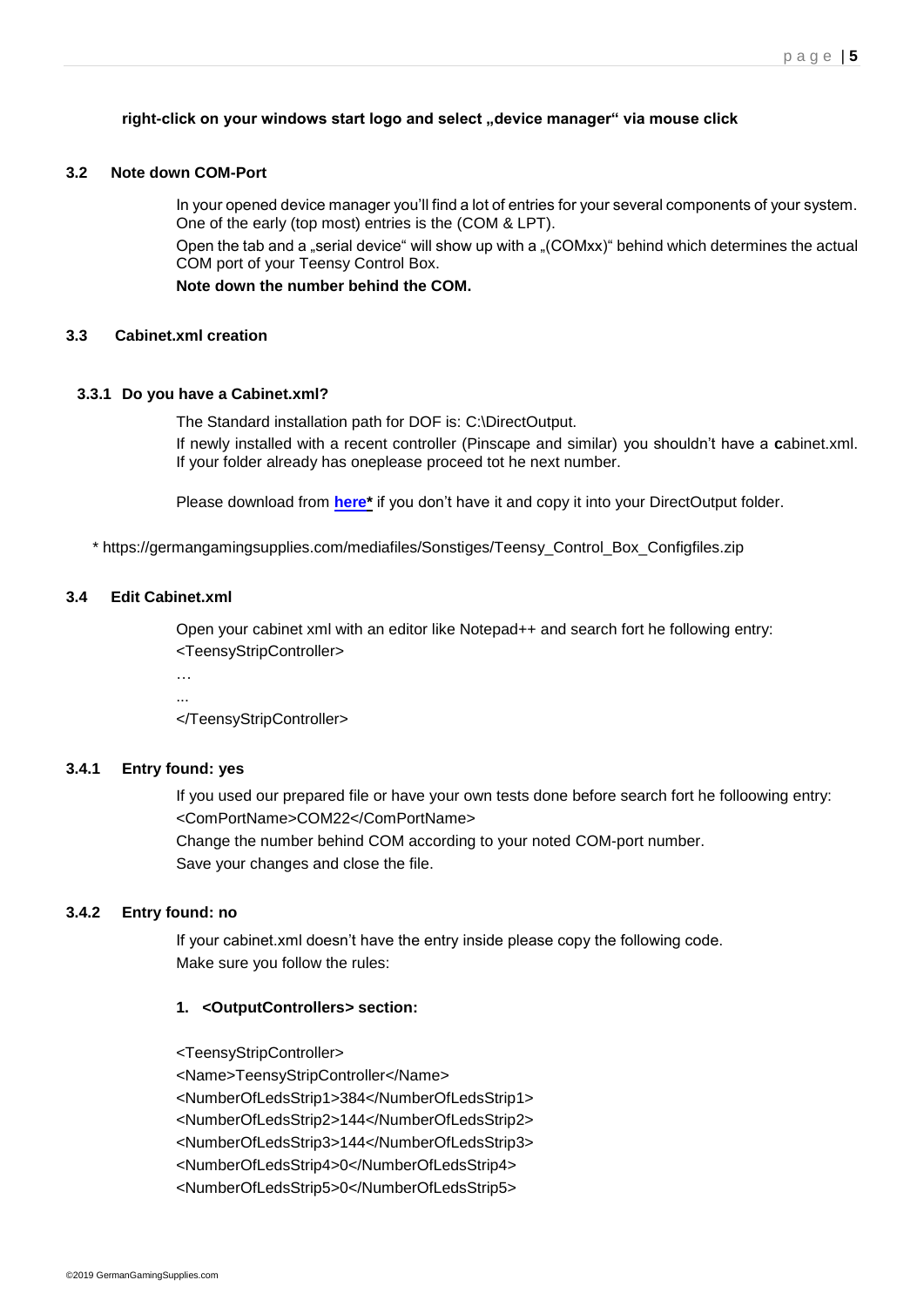**right-click on your windows start logo and select „device manager“ via mouse click**

### 3.2 Note down COM-Port

In your opened device manager you'll find a lot of entries for your several components of your system. One of the early (top most) entries is the (COM & LPT).

Open the tab and a „serial device“ will show up with a „(COMxx)“ behind which determines the actual COM port of your Teensy Control Box.

**Note down the number behind the COM.**

### 3.3 Cabinet.xml creation

#### 3.3.1 Do you have a Cabinet.xml?

The Standard installation path for DOF is: C:\DirectOutput.

If newly installed with a recent controller (Pinscape and similar) you shouldn't have a **c**abinet.xml. If your folder already has oneplease proceed tot he next number.

Please download from **here*** if you don't have it and copy it into your DirectOutput folder.

\* https://germangamingsupplies.com/mediafiles/Sonstiges/Teensy_Control_Box_Configfiles.zip

### 3.4 Edit Cabinet.xml

Open your cabinet xml with an editor like Notepad++ and search fort he following entry:

```
<TeensyStripController>
…
...
</TeensyStripController>
```

#### 3.4.1 Entry found: yes

If you used our prepared file or have your own tests done before search fort he folloowing entry:
<ComPortName>COM22</ComPortName>

Change the number behind COM according to your noted COM-port number.

Save your changes and close the file.

#### 3.4.2 Entry found: no

If your cabinet.xml doesn't have the entry inside please copy the following code.
Make sure you follow the rules:

**1. <OutputControllers> section:**

```
<TeensyStripController>
<Name>TeensyStripController</Name>
<NumberOfLedsStrip1>384</NumberOfLedsStrip1>
<NumberOfLedsStrip2>144</NumberOfLedsStrip2>
<NumberOfLedsStrip3>144</NumberOfLedsStrip3>
<NumberOfLedsStrip4>0</NumberOfLedsStrip4>
<NumberOfLedsStrip5>0</NumberOfLedsStrip5>
```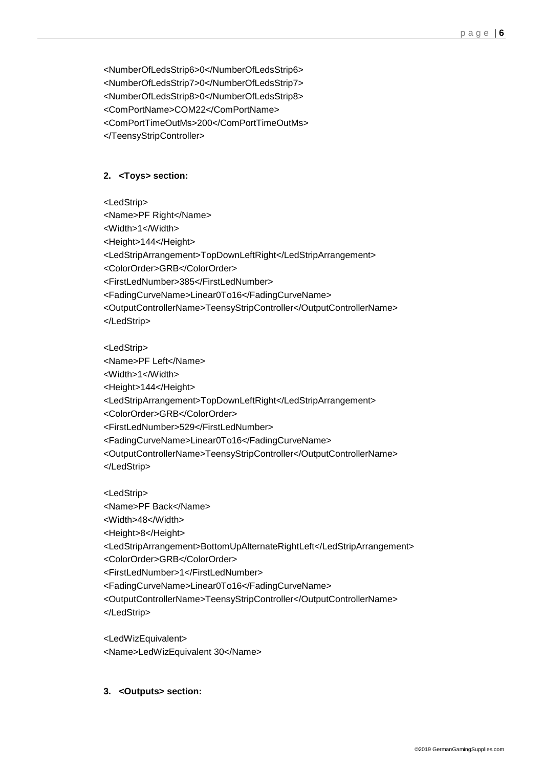```
<NumberOfLedsStrip6>0</NumberOfLedsStrip6>
<NumberOfLedsStrip7>0</NumberOfLedsStrip7>
<NumberOfLedsStrip8>0</NumberOfLedsStrip8>
<ComPortName>COM22</ComPortName>
<ComPortTimeOutMs>200</ComPortTimeOutMs>
</TeensyStripController>
```

**2. <Toys> section:**

```
<LedStrip>
<Name>PF Right</Name>
<Width>1</Width>
<Height>144</Height>
<LedStripArrangement>TopDownLeftRight</LedStripArrangement>
<ColorOrder>GRB</ColorOrder>
<FirstLedNumber>385</FirstLedNumber>
<FadingCurveName>Linear0To16</FadingCurveName>
<OutputControllerName>TeensyStripController</OutputControllerName>
</LedStrip>

<LedStrip>
<Name>PF Left</Name>
<Width>1</Width>
<Height>144</Height>
<LedStripArrangement>TopDownLeftRight</LedStripArrangement>
<ColorOrder>GRB</ColorOrder>
<FirstLedNumber>529</FirstLedNumber>
<FadingCurveName>Linear0To16</FadingCurveName>
<OutputControllerName>TeensyStripController</OutputControllerName>
</LedStrip>

<LedStrip>
<Name>PF Back</Name>
<Width>48</Width>
<Height>8</Height>
<LedStripArrangement>BottomUpAlternateRightLeft</LedStripArrangement>
<ColorOrder>GRB</ColorOrder>
<FirstLedNumber>1</FirstLedNumber>
<FadingCurveName>Linear0To16</FadingCurveName>
<OutputControllerName>TeensyStripController</OutputControllerName>
</LedStrip>

<LedWizEquivalent>
<Name>LedWizEquivalent 30</Name>
```

**3. <Outputs> section:**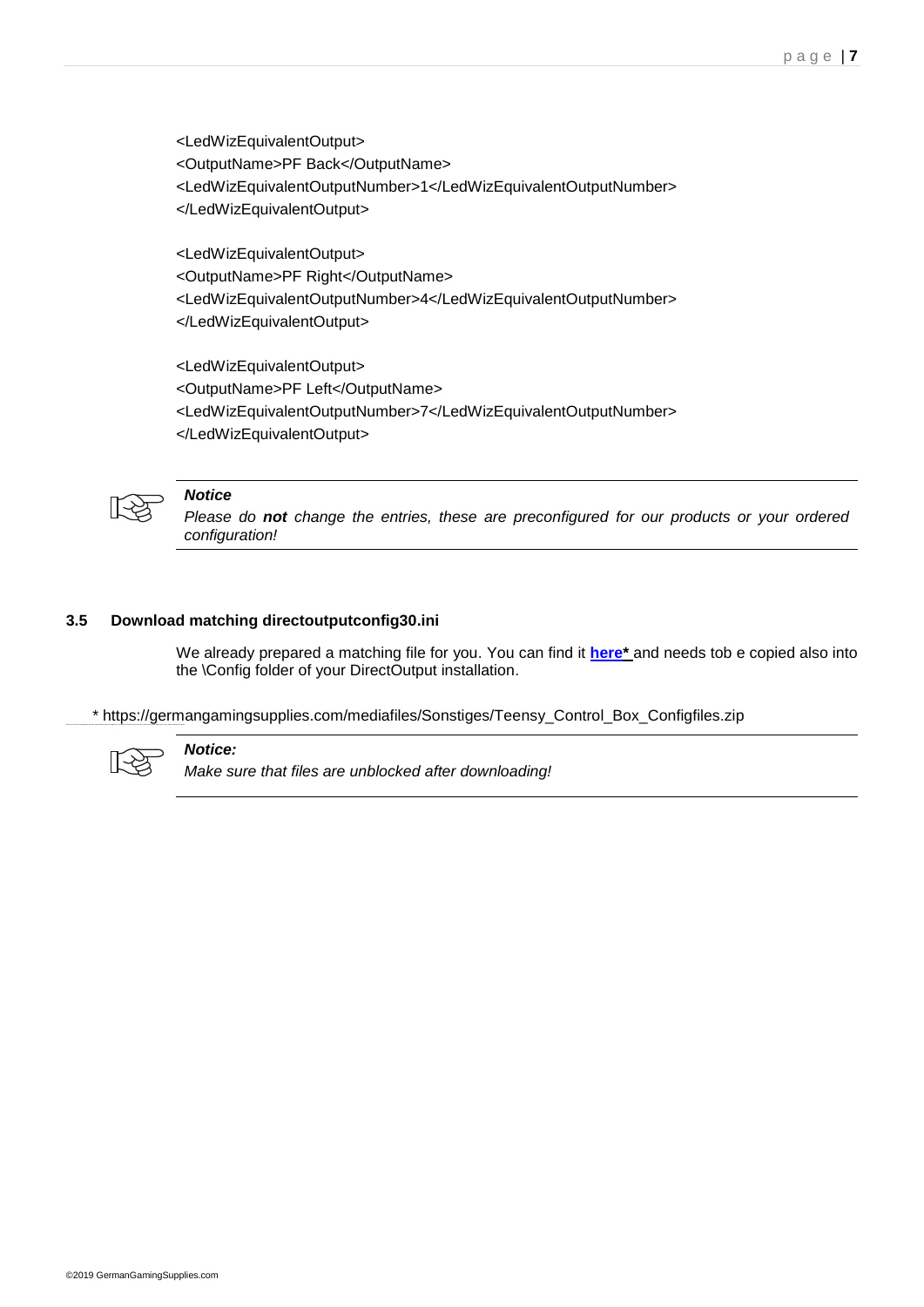```
<LedWizEquivalentOutput>
<OutputName>PF Back</OutputName>
<LedWizEquivalentOutputNumber>1</LedWizEquivalentOutputNumber>
</LedWizEquivalentOutput>

<LedWizEquivalentOutput>
<OutputName>PF Right</OutputName>
<LedWizEquivalentOutputNumber>4</LedWizEquivalentOutputNumber>
</LedWizEquivalentOutput>

<LedWizEquivalentOutput>
<OutputName>PF Left</OutputName>
<LedWizEquivalentOutputNumber>7</LedWizEquivalentOutputNumber>
</LedWizEquivalentOutput>
```

> ***Notice***
> *Please do **not** change the entries, these are preconfigured for our products or your ordered configuration!*

### 3.5 Download matching directoutputconfig30.ini

We already prepared a matching file for you. You can find it **here*** and needs tob e copied also into the \Config folder of your DirectOutput installation.

* https://germangamingsupplies.com/mediafiles/Sonstiges/Teensy_Control_Box_Configfiles.zip

> ***Notice:***
> *Make sure that files are unblocked after downloading!*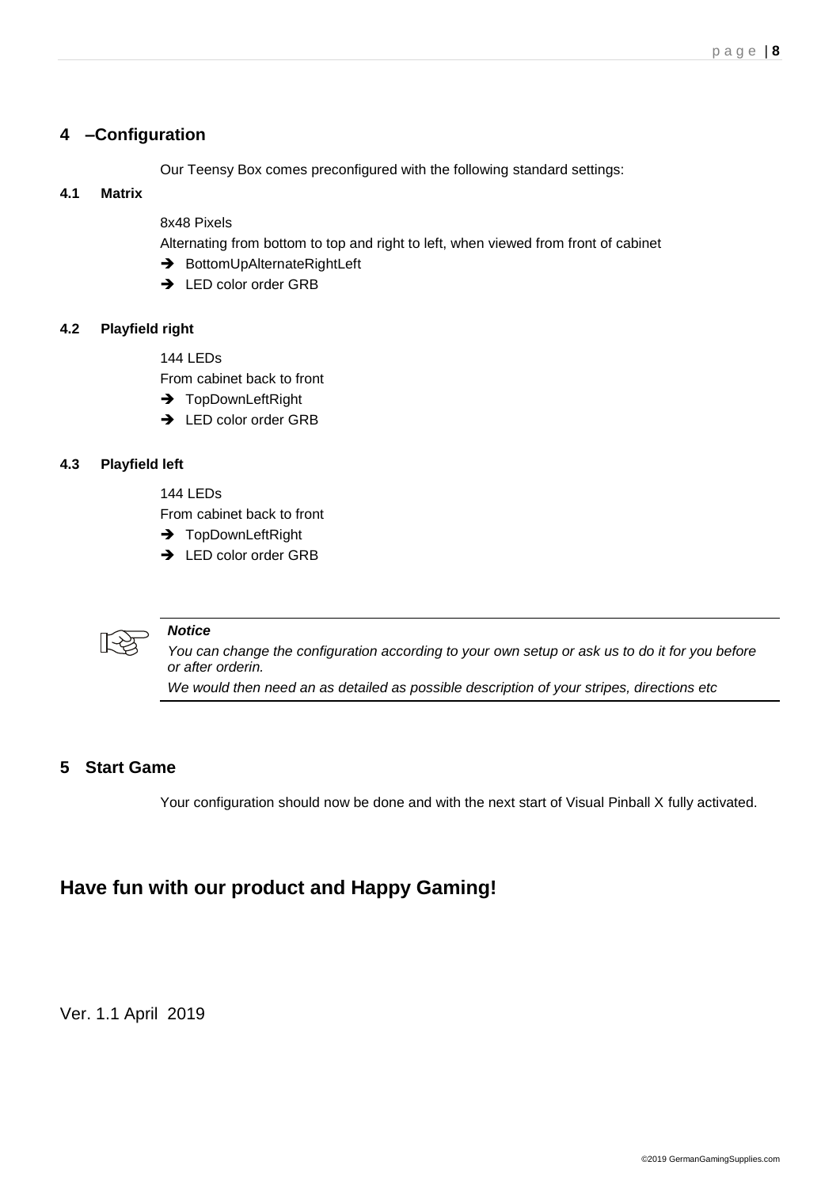## 4 –Configuration

Our Teensy Box comes preconfigured with the following standard settings:

### 4.1 Matrix

8x48 Pixels

Alternating from bottom to top and right to left, when viewed from front of cabinet

- ➔ BottomUpAlternateRightLeft
- ➔ LED color order GRB

### 4.2 Playfield right

144 LEDs

From cabinet back to front

- ➔ TopDownLeftRight
- ➔ LED color order GRB

### 4.3 Playfield left

144 LEDs

From cabinet back to front

- ➔ TopDownLeftRight
- ➔ LED color order GRB

> ***Notice***
>
> *You can change the configuration according to your own setup or ask us to do it for you before or after orderin.*
>
> *We would then need an as detailed as possible description of your stripes, directions etc*

## 5 Start Game

Your configuration should now be done and with the next start of Visual Pinball X fully activated.

## Have fun with our product and Happy Gaming!

Ver. 1.1 April 2019

©2019 GermanGamingSupplies.com